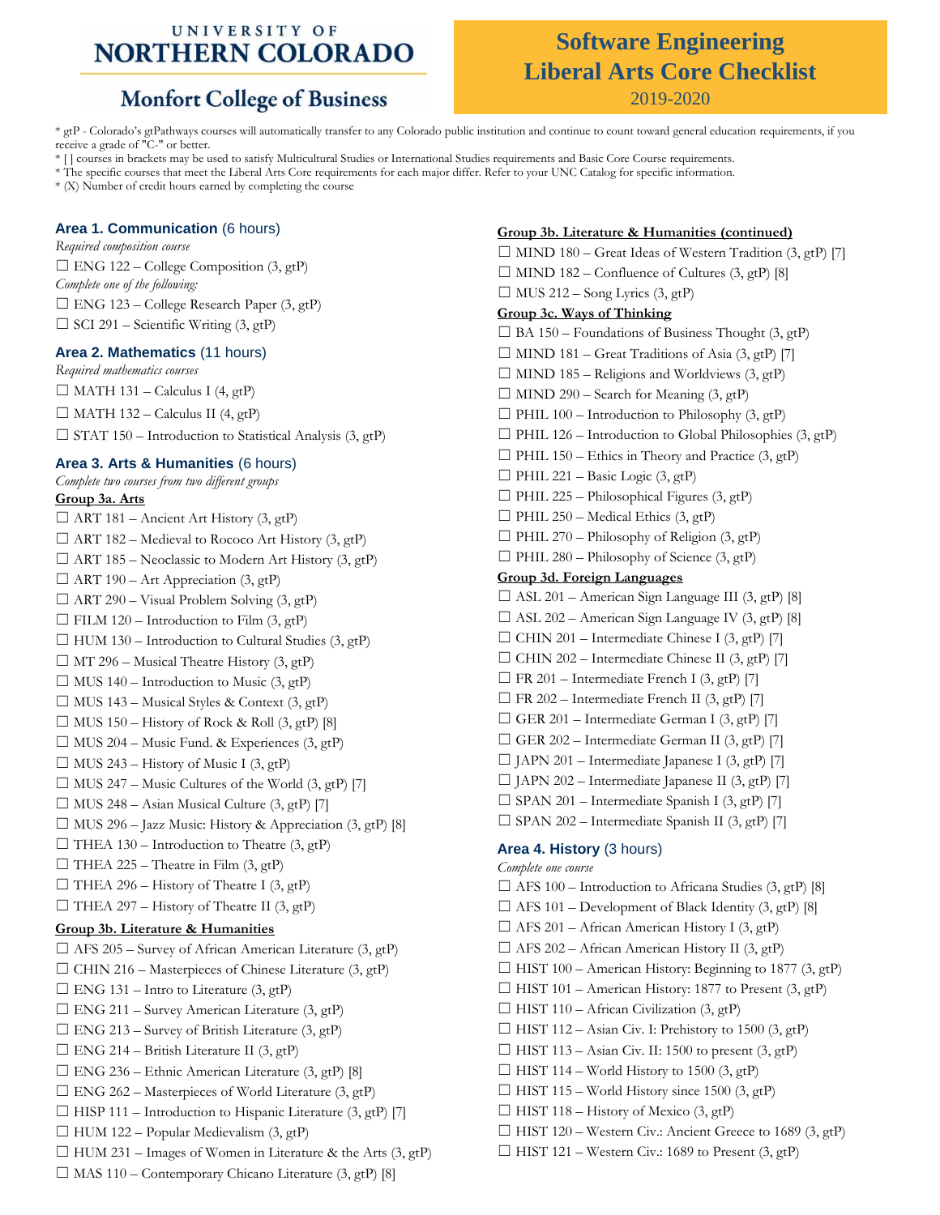# UNIVERSITY OF NORTHERN COLORADO

## Monfort College of Business

# Software Engineering Liberal Arts Core Checklist

2019-2020

* gtP - Colorado's gtPathways courses will automatically transfer to any Colorado public institution and continue to count toward general education requirements, if you receive a grade of "C-" or better.
* [ ] courses in brackets may be used to satisfy Multicultural Studies or International Studies requirements and Basic Core Course requirements.
* The specific courses that meet the Liberal Arts Core requirements for each major differ. Refer to your UNC Catalog for specific information.
* (X) Number of credit hours earned by completing the course

### Area 1. Communication (6 hours)

*Required composition course*

☐ ENG 122 – College Composition (3, gtP)

*Complete one of the following:*

☐ ENG 123 – College Research Paper (3, gtP)
☐ SCI 291 – Scientific Writing (3, gtP)

### Area 2. Mathematics (11 hours)

*Required mathematics courses*

☐ MATH 131 – Calculus I (4, gtP)
☐ MATH 132 – Calculus II (4, gtP)
☐ STAT 150 – Introduction to Statistical Analysis (3, gtP)

### Area 3. Arts & Humanities (6 hours)

*Complete two courses from two different groups*

**Group 3a. Arts**

☐ ART 181 – Ancient Art History (3, gtP)
☐ ART 182 – Medieval to Rococo Art History (3, gtP)
☐ ART 185 – Neoclassic to Modern Art History (3, gtP)
☐ ART 190 – Art Appreciation (3, gtP)
☐ ART 290 – Visual Problem Solving (3, gtP)
☐ FILM 120 – Introduction to Film (3, gtP)
☐ HUM 130 – Introduction to Cultural Studies (3, gtP)
☐ MT 296 – Musical Theatre History (3, gtP)
☐ MUS 140 – Introduction to Music (3, gtP)
☐ MUS 143 – Musical Styles & Context (3, gtP)
☐ MUS 150 – History of Rock & Roll (3, gtP) [8]
☐ MUS 204 – Music Fund. & Experiences (3, gtP)
☐ MUS 243 – History of Music I (3, gtP)
☐ MUS 247 – Music Cultures of the World (3, gtP) [7]
☐ MUS 248 – Asian Musical Culture (3, gtP) [7]
☐ MUS 296 – Jazz Music: History & Appreciation (3, gtP) [8]
☐ THEA 130 – Introduction to Theatre (3, gtP)
☐ THEA 225 – Theatre in Film (3, gtP)
☐ THEA 296 – History of Theatre I (3, gtP)
☐ THEA 297 – History of Theatre II (3, gtP)

**Group 3b. Literature & Humanities**

☐ AFS 205 – Survey of African American Literature (3, gtP)
☐ CHIN 216 – Masterpieces of Chinese Literature (3, gtP)
☐ ENG 131 – Intro to Literature (3, gtP)
☐ ENG 211 – Survey American Literature (3, gtP)
☐ ENG 213 – Survey of British Literature (3, gtP)
☐ ENG 214 – British Literature II (3, gtP)
☐ ENG 236 – Ethnic American Literature (3, gtP) [8]
☐ ENG 262 – Masterpieces of World Literature (3, gtP)
☐ HISP 111 – Introduction to Hispanic Literature (3, gtP) [7]
☐ HUM 122 – Popular Medievalism (3, gtP)
☐ HUM 231 – Images of Women in Literature & the Arts (3, gtP)
☐ MAS 110 – Contemporary Chicano Literature (3, gtP) [8]

**Group 3b. Literature & Humanities (continued)**

☐ MIND 180 – Great Ideas of Western Tradition (3, gtP) [7]
☐ MIND 182 – Confluence of Cultures (3, gtP) [8]
☐ MUS 212 – Song Lyrics (3, gtP)

**Group 3c. Ways of Thinking**

☐ BA 150 – Foundations of Business Thought (3, gtP)
☐ MIND 181 – Great Traditions of Asia (3, gtP) [7]
☐ MIND 185 – Religions and Worldviews (3, gtP)
☐ MIND 290 – Search for Meaning (3, gtP)
☐ PHIL 100 – Introduction to Philosophy (3, gtP)
☐ PHIL 126 – Introduction to Global Philosophies (3, gtP)
☐ PHIL 150 – Ethics in Theory and Practice (3, gtP)
☐ PHIL 221 – Basic Logic (3, gtP)
☐ PHIL 225 – Philosophical Figures (3, gtP)
☐ PHIL 250 – Medical Ethics (3, gtP)
☐ PHIL 270 – Philosophy of Religion (3, gtP)
☐ PHIL 280 – Philosophy of Science (3, gtP)

**Group 3d. Foreign Languages**

☐ ASL 201 – American Sign Language III (3, gtP) [8]
☐ ASL 202 – American Sign Language IV (3, gtP) [8]
☐ CHIN 201 – Intermediate Chinese I (3, gtP) [7]
☐ CHIN 202 – Intermediate Chinese II (3, gtP) [7]
☐ FR 201 – Intermediate French I (3, gtP) [7]
☐ FR 202 – Intermediate French II (3, gtP) [7]
☐ GER 201 – Intermediate German I (3, gtP) [7]
☐ GER 202 – Intermediate German II (3, gtP) [7]
☐ JAPN 201 – Intermediate Japanese I (3, gtP) [7]
☐ JAPN 202 – Intermediate Japanese II (3, gtP) [7]
☐ SPAN 201 – Intermediate Spanish I (3, gtP) [7]
☐ SPAN 202 – Intermediate Spanish II (3, gtP) [7]

### Area 4. History (3 hours)

*Complete one course*

☐ AFS 100 – Introduction to Africana Studies (3, gtP) [8]
☐ AFS 101 – Development of Black Identity (3, gtP) [8]
☐ AFS 201 – African American History I (3, gtP)
☐ AFS 202 – African American History II (3, gtP)
☐ HIST 100 – American History: Beginning to 1877 (3, gtP)
☐ HIST 101 – American History: 1877 to Present (3, gtP)
☐ HIST 110 – African Civilization (3, gtP)
☐ HIST 112 – Asian Civ. I: Prehistory to 1500 (3, gtP)
☐ HIST 113 – Asian Civ. II: 1500 to present (3, gtP)
☐ HIST 114 – World History to 1500 (3, gtP)
☐ HIST 115 – World History since 1500 (3, gtP)
☐ HIST 118 – History of Mexico (3, gtP)
☐ HIST 120 – Western Civ.: Ancient Greece to 1689 (3, gtP)
☐ HIST 121 – Western Civ.: 1689 to Present (3, gtP)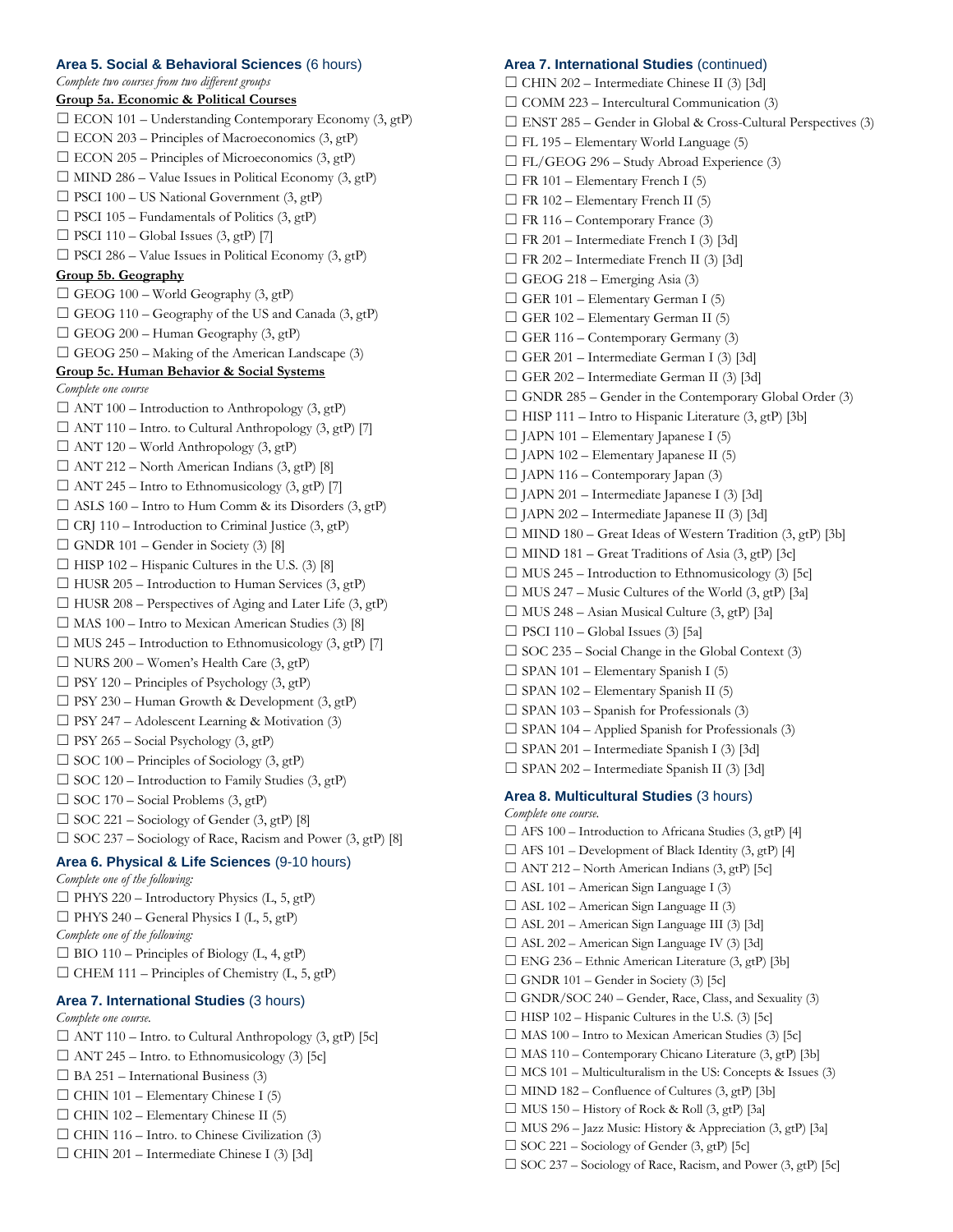### Area 5. Social & Behavioral Sciences (6 hours)

*Complete two courses from two different groups*

**Group 5a. Economic & Political Courses**

- ☐ ECON 101 – Understanding Contemporary Economy (3, gtP)
- ☐ ECON 203 – Principles of Macroeconomics (3, gtP)
- ☐ ECON 205 – Principles of Microeconomics (3, gtP)
- ☐ MIND 286 – Value Issues in Political Economy (3, gtP)
- ☐ PSCI 100 – US National Government (3, gtP)
- ☐ PSCI 105 – Fundamentals of Politics (3, gtP)
- ☐ PSCI 110 – Global Issues (3, gtP) [7]
- ☐ PSCI 286 – Value Issues in Political Economy (3, gtP)

**Group 5b. Geography**

- ☐ GEOG 100 – World Geography (3, gtP)
- ☐ GEOG 110 – Geography of the US and Canada (3, gtP)
- ☐ GEOG 200 – Human Geography (3, gtP)
- ☐ GEOG 250 – Making of the American Landscape (3)

**Group 5c. Human Behavior & Social Systems**

*Complete one course*

- ☐ ANT 100 – Introduction to Anthropology (3, gtP)
- ☐ ANT 110 – Intro. to Cultural Anthropology (3, gtP) [7]
- ☐ ANT 120 – World Anthropology (3, gtP)
- ☐ ANT 212 – North American Indians (3, gtP) [8]
- ☐ ANT 245 – Intro to Ethnomusicology (3, gtP) [7]
- ☐ ASLS 160 – Intro to Hum Comm & its Disorders (3, gtP)
- ☐ CRJ 110 – Introduction to Criminal Justice (3, gtP)
- ☐ GNDR 101 – Gender in Society (3) [8]
- ☐ HISP 102 – Hispanic Cultures in the U.S. (3) [8]
- ☐ HUSR 205 – Introduction to Human Services (3, gtP)
- ☐ HUSR 208 – Perspectives of Aging and Later Life (3, gtP)
- ☐ MAS 100 – Intro to Mexican American Studies (3) [8]
- ☐ MUS 245 – Introduction to Ethnomusicology (3, gtP) [7]
- ☐ NURS 200 – Women's Health Care (3, gtP)
- ☐ PSY 120 – Principles of Psychology (3, gtP)
- ☐ PSY 230 – Human Growth & Development (3, gtP)
- ☐ PSY 247 – Adolescent Learning & Motivation (3)
- ☐ PSY 265 – Social Psychology (3, gtP)
- ☐ SOC 100 – Principles of Sociology (3, gtP)
- ☐ SOC 120 – Introduction to Family Studies (3, gtP)
- ☐ SOC 170 – Social Problems (3, gtP)
- ☐ SOC 221 – Sociology of Gender (3, gtP) [8]
- ☐ SOC 237 – Sociology of Race, Racism and Power (3, gtP) [8]

### Area 6. Physical & Life Sciences (9-10 hours)

*Complete one of the following:*

- ☐ PHYS 220 – Introductory Physics (L, 5, gtP)
- ☐ PHYS 240 – General Physics I (L, 5, gtP)

*Complete one of the following:*

- ☐ BIO 110 – Principles of Biology (L, 4, gtP)
- ☐ CHEM 111 – Principles of Chemistry (L, 5, gtP)

### Area 7. International Studies (3 hours)

*Complete one course.*

- ☐ ANT 110 – Intro. to Cultural Anthropology (3, gtP) [5c]
- ☐ ANT 245 – Intro. to Ethnomusicology (3) [5c]
- ☐ BA 251 – International Business (3)
- ☐ CHIN 101 – Elementary Chinese I (5)
- ☐ CHIN 102 – Elementary Chinese II (5)
- ☐ CHIN 116 – Intro. to Chinese Civilization (3)
- ☐ CHIN 201 – Intermediate Chinese I (3) [3d]

### Area 7. International Studies (continued)

- ☐ CHIN 202 – Intermediate Chinese II (3) [3d]
- ☐ COMM 223 – Intercultural Communication (3)
- ☐ ENST 285 – Gender in Global & Cross-Cultural Perspectives (3)
- ☐ FL 195 – Elementary World Language (5)
- ☐ FL/GEOG 296 – Study Abroad Experience (3)
- ☐ FR 101 – Elementary French I (5)
- ☐ FR 102 – Elementary French II (5)
- ☐ FR 116 – Contemporary France (3)
- ☐ FR 201 – Intermediate French I (3) [3d]
- ☐ FR 202 – Intermediate French II (3) [3d]
- ☐ GEOG 218 – Emerging Asia (3)
- ☐ GER 101 – Elementary German I (5)
- ☐ GER 102 – Elementary German II (5)
- ☐ GER 116 – Contemporary Germany (3)
- ☐ GER 201 – Intermediate German I (3) [3d]
- ☐ GER 202 – Intermediate German II (3) [3d]
- ☐ GNDR 285 – Gender in the Contemporary Global Order (3)
- ☐ HISP 111 – Intro to Hispanic Literature (3, gtP) [3b]
- ☐ JAPN 101 – Elementary Japanese I (5)
- ☐ JAPN 102 – Elementary Japanese II (5)
- ☐ JAPN 116 – Contemporary Japan (3)
- ☐ JAPN 201 – Intermediate Japanese I (3) [3d]
- ☐ JAPN 202 – Intermediate Japanese II (3) [3d]
- ☐ MIND 180 – Great Ideas of Western Tradition (3, gtP) [3b]
- ☐ MIND 181 – Great Traditions of Asia (3, gtP) [3c]
- ☐ MUS 245 – Introduction to Ethnomusicology (3) [5c]
- ☐ MUS 247 – Music Cultures of the World (3, gtP) [3a]
- ☐ MUS 248 – Asian Musical Culture (3, gtP) [3a]
- ☐ PSCI 110 – Global Issues (3) [5a]
- ☐ SOC 235 – Social Change in the Global Context (3)
- ☐ SPAN 101 – Elementary Spanish I (5)
- ☐ SPAN 102 – Elementary Spanish II (5)
- ☐ SPAN 103 – Spanish for Professionals (3)
- ☐ SPAN 104 – Applied Spanish for Professionals (3)
- ☐ SPAN 201 – Intermediate Spanish I (3) [3d]
- ☐ SPAN 202 – Intermediate Spanish II (3) [3d]

### Area 8. Multicultural Studies (3 hours)

*Complete one course.*

- ☐ AFS 100 – Introduction to Africana Studies (3, gtP) [4]
- ☐ AFS 101 – Development of Black Identity (3, gtP) [4]
- ☐ ANT 212 – North American Indians (3, gtP) [5c]
- ☐ ASL 101 – American Sign Language I (3)
- ☐ ASL 102 – American Sign Language II (3)
- ☐ ASL 201 – American Sign Language III (3) [3d]
- ☐ ASL 202 – American Sign Language IV (3) [3d]
- ☐ ENG 236 – Ethnic American Literature (3, gtP) [3b]
- ☐ GNDR 101 – Gender in Society (3) [5c]
- ☐ GNDR/SOC 240 – Gender, Race, Class, and Sexuality (3)
- ☐ HISP 102 – Hispanic Cultures in the U.S. (3) [5c]
- ☐ MAS 100 – Intro to Mexican American Studies (3) [5c]
- ☐ MAS 110 – Contemporary Chicano Literature (3, gtP) [3b]
- ☐ MCS 101 – Multiculturalism in the US: Concepts & Issues (3)
- ☐ MIND 182 – Confluence of Cultures (3, gtP) [3b]
- ☐ MUS 150 – History of Rock & Roll (3, gtP) [3a]
- ☐ MUS 296 – Jazz Music: History & Appreciation (3, gtP) [3a]
- ☐ SOC 221 – Sociology of Gender (3, gtP) [5c]
- ☐ SOC 237 – Sociology of Race, Racism, and Power (3, gtP) [5c]